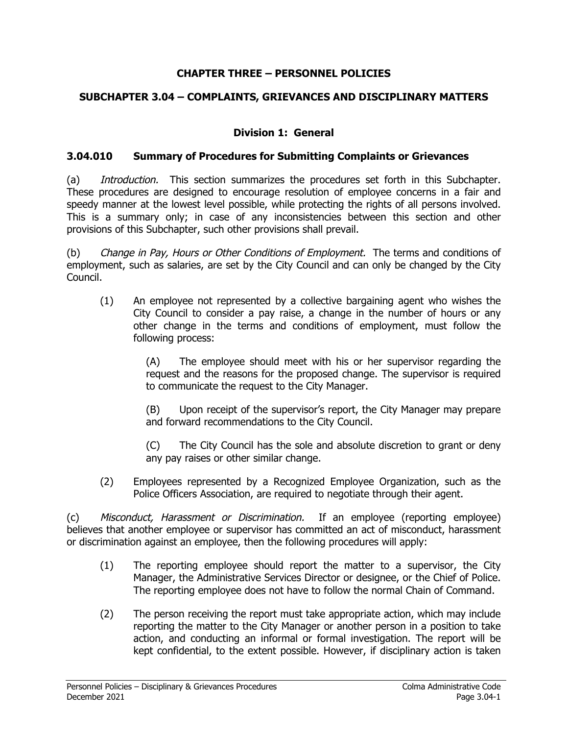# CHAPTER THREE – PERSONNEL POLICIES

## SUBCHAPTER 3.04 – COMPLAINTS, GRIEVANCES AND DISCIPLINARY MATTERS

### Division 1: General

### 3.04.010 Summary of Procedures for Submitting Complaints or Grievances

(a) *Introduction.* This section summarizes the procedures set forth in this Subchapter. These procedures are designed to encourage resolution of employee concerns in a fair and speedy manner at the lowest level possible, while protecting the rights of all persons involved. This is a summary only; in case of any inconsistencies between this section and other provisions of this Subchapter, such other provisions shall prevail.

(b) *Change in Pay, Hours or Other Conditions of Employment.* The terms and conditions of employment, such as salaries, are set by the City Council and can only be changed by the City Council.

> (1) An employee not represented by a collective bargaining agent who wishes the City Council to consider a pay raise, a change in the number of hours or any other change in the terms and conditions of employment, must follow the following process:
>
> > (A) The employee should meet with his or her supervisor regarding the request and the reasons for the proposed change. The supervisor is required to communicate the request to the City Manager.
> >
> > (B) Upon receipt of the supervisor's report, the City Manager may prepare and forward recommendations to the City Council.
> >
> > (C) The City Council has the sole and absolute discretion to grant or deny any pay raises or other similar change.
>
> (2) Employees represented by a Recognized Employee Organization, such as the Police Officers Association, are required to negotiate through their agent.

(c) *Misconduct, Harassment or Discrimination.* If an employee (reporting employee) believes that another employee or supervisor has committed an act of misconduct, harassment or discrimination against an employee, then the following procedures will apply:

> (1) The reporting employee should report the matter to a supervisor, the City Manager, the Administrative Services Director or designee, or the Chief of Police. The reporting employee does not have to follow the normal Chain of Command.
>
> (2) The person receiving the report must take appropriate action, which may include reporting the matter to the City Manager or another person in a position to take action, and conducting an informal or formal investigation. The report will be kept confidential, to the extent possible. However, if disciplinary action is taken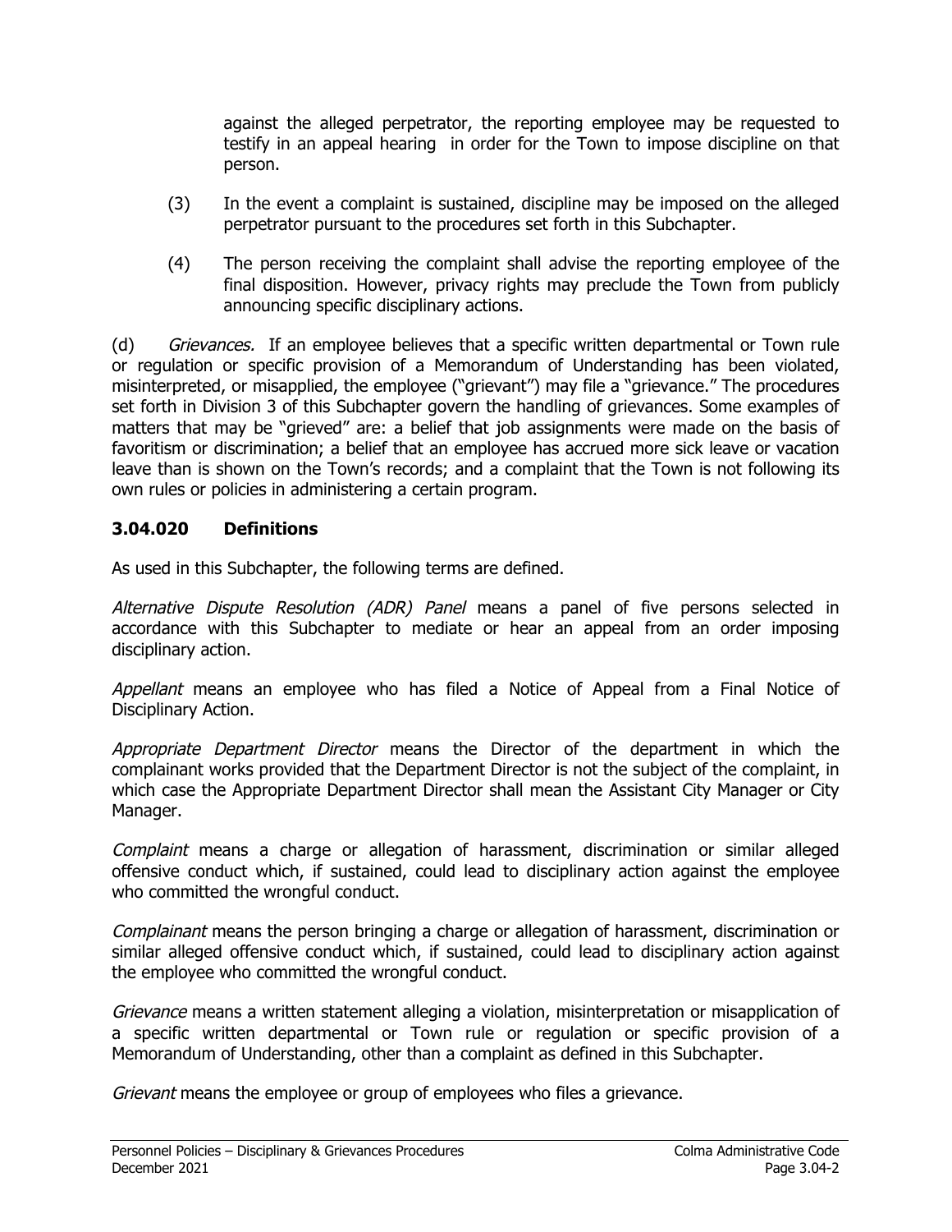against the alleged perpetrator, the reporting employee may be requested to testify in an appeal hearing in order for the Town to impose discipline on that person.

(3) In the event a complaint is sustained, discipline may be imposed on the alleged perpetrator pursuant to the procedures set forth in this Subchapter.

(4) The person receiving the complaint shall advise the reporting employee of the final disposition. However, privacy rights may preclude the Town from publicly announcing specific disciplinary actions.

(d) *Grievances.* If an employee believes that a specific written departmental or Town rule or regulation or specific provision of a Memorandum of Understanding has been violated, misinterpreted, or misapplied, the employee ("grievant") may file a "grievance." The procedures set forth in Division 3 of this Subchapter govern the handling of grievances. Some examples of matters that may be "grieved" are: a belief that job assignments were made on the basis of favoritism or discrimination; a belief that an employee has accrued more sick leave or vacation leave than is shown on the Town's records; and a complaint that the Town is not following its own rules or policies in administering a certain program.

### 3.04.020 Definitions

As used in this Subchapter, the following terms are defined.

*Alternative Dispute Resolution (ADR) Panel* means a panel of five persons selected in accordance with this Subchapter to mediate or hear an appeal from an order imposing disciplinary action.

*Appellant* means an employee who has filed a Notice of Appeal from a Final Notice of Disciplinary Action.

*Appropriate Department Director* means the Director of the department in which the complainant works provided that the Department Director is not the subject of the complaint, in which case the Appropriate Department Director shall mean the Assistant City Manager or City Manager.

*Complaint* means a charge or allegation of harassment, discrimination or similar alleged offensive conduct which, if sustained, could lead to disciplinary action against the employee who committed the wrongful conduct.

*Complainant* means the person bringing a charge or allegation of harassment, discrimination or similar alleged offensive conduct which, if sustained, could lead to disciplinary action against the employee who committed the wrongful conduct.

*Grievance* means a written statement alleging a violation, misinterpretation or misapplication of a specific written departmental or Town rule or regulation or specific provision of a Memorandum of Understanding, other than a complaint as defined in this Subchapter.

*Grievant* means the employee or group of employees who files a grievance.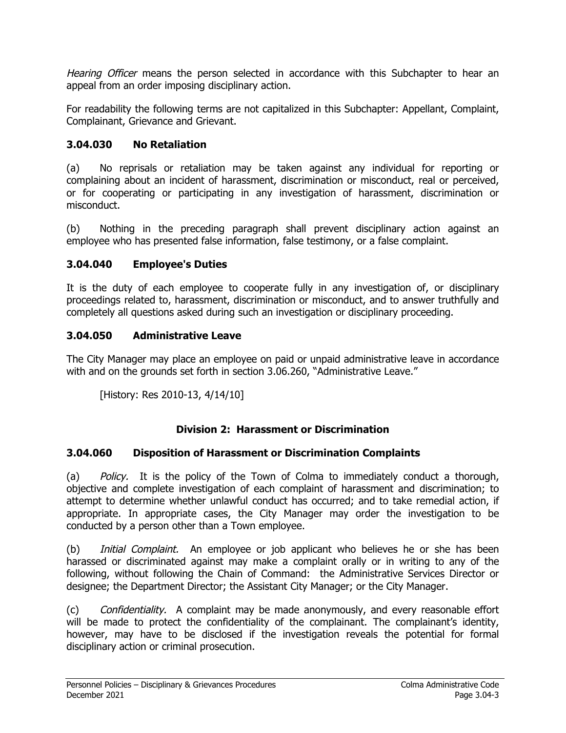*Hearing Officer* means the person selected in accordance with this Subchapter to hear an appeal from an order imposing disciplinary action.

For readability the following terms are not capitalized in this Subchapter: Appellant, Complaint, Complainant, Grievance and Grievant.

### 3.04.030 No Retaliation

(a) No reprisals or retaliation may be taken against any individual for reporting or complaining about an incident of harassment, discrimination or misconduct, real or perceived, or for cooperating or participating in any investigation of harassment, discrimination or misconduct.

(b) Nothing in the preceding paragraph shall prevent disciplinary action against an employee who has presented false information, false testimony, or a false complaint.

### 3.04.040 Employee's Duties

It is the duty of each employee to cooperate fully in any investigation of, or disciplinary proceedings related to, harassment, discrimination or misconduct, and to answer truthfully and completely all questions asked during such an investigation or disciplinary proceeding.

### 3.04.050 Administrative Leave

The City Manager may place an employee on paid or unpaid administrative leave in accordance with and on the grounds set forth in section 3.06.260, "Administrative Leave."

[History: Res 2010-13, 4/14/10]

## Division 2: Harassment or Discrimination

### 3.04.060 Disposition of Harassment or Discrimination Complaints

(a) *Policy.* It is the policy of the Town of Colma to immediately conduct a thorough, objective and complete investigation of each complaint of harassment and discrimination; to attempt to determine whether unlawful conduct has occurred; and to take remedial action, if appropriate. In appropriate cases, the City Manager may order the investigation to be conducted by a person other than a Town employee.

(b) *Initial Complaint.* An employee or job applicant who believes he or she has been harassed or discriminated against may make a complaint orally or in writing to any of the following, without following the Chain of Command: the Administrative Services Director or designee; the Department Director; the Assistant City Manager; or the City Manager.

(c) *Confidentiality.* A complaint may be made anonymously, and every reasonable effort will be made to protect the confidentiality of the complainant. The complainant's identity, however, may have to be disclosed if the investigation reveals the potential for formal disciplinary action or criminal prosecution.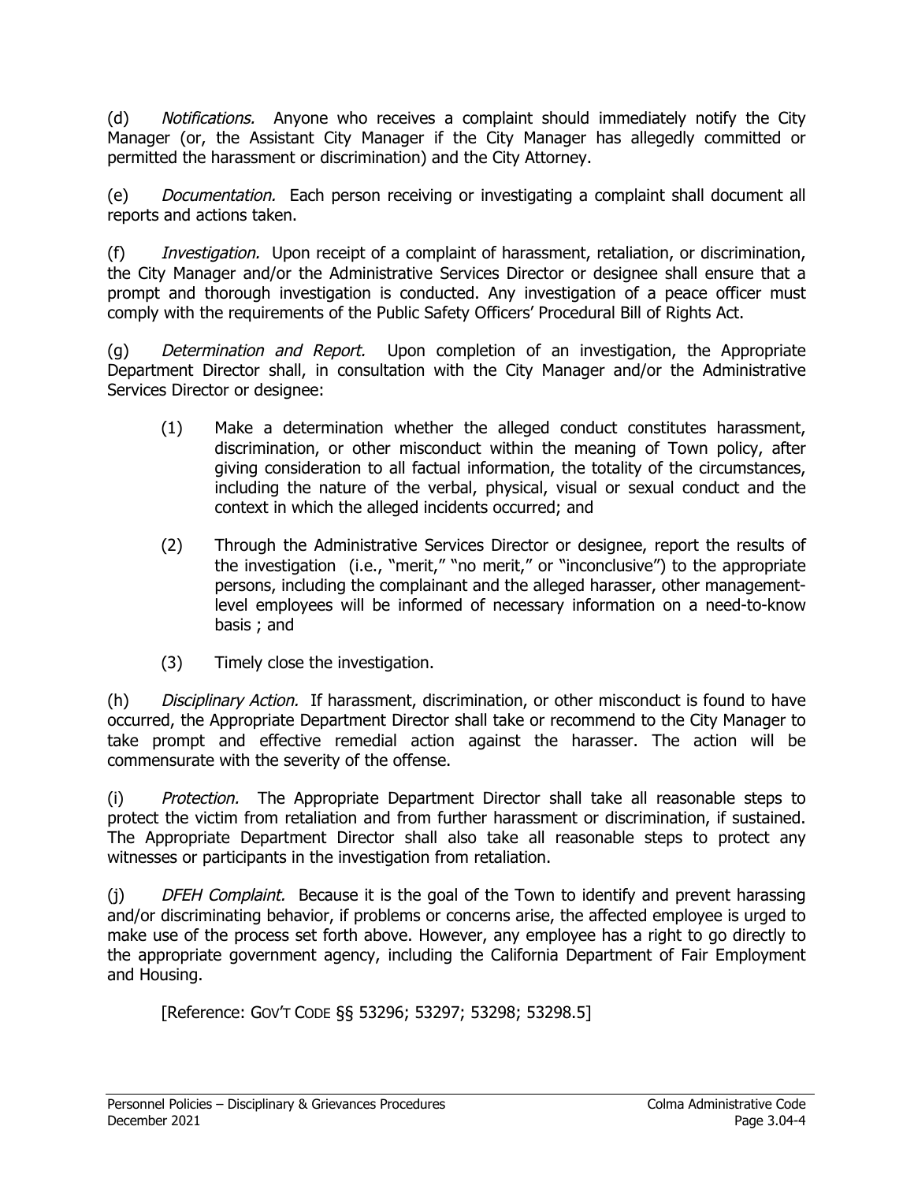(d) *Notifications.* Anyone who receives a complaint should immediately notify the City Manager (or, the Assistant City Manager if the City Manager has allegedly committed or permitted the harassment or discrimination) and the City Attorney.

(e) *Documentation.* Each person receiving or investigating a complaint shall document all reports and actions taken.

(f) *Investigation.* Upon receipt of a complaint of harassment, retaliation, or discrimination, the City Manager and/or the Administrative Services Director or designee shall ensure that a prompt and thorough investigation is conducted. Any investigation of a peace officer must comply with the requirements of the Public Safety Officers' Procedural Bill of Rights Act.

(g) *Determination and Report.* Upon completion of an investigation, the Appropriate Department Director shall, in consultation with the City Manager and/or the Administrative Services Director or designee:

(1) Make a determination whether the alleged conduct constitutes harassment, discrimination, or other misconduct within the meaning of Town policy, after giving consideration to all factual information, the totality of the circumstances, including the nature of the verbal, physical, visual or sexual conduct and the context in which the alleged incidents occurred; and

(2) Through the Administrative Services Director or designee, report the results of the investigation (i.e., "merit," "no merit," or "inconclusive") to the appropriate persons, including the complainant and the alleged harasser, other management-level employees will be informed of necessary information on a need-to-know basis ; and

(3) Timely close the investigation.

(h) *Disciplinary Action.* If harassment, discrimination, or other misconduct is found to have occurred, the Appropriate Department Director shall take or recommend to the City Manager to take prompt and effective remedial action against the harasser. The action will be commensurate with the severity of the offense.

(i) *Protection.* The Appropriate Department Director shall take all reasonable steps to protect the victim from retaliation and from further harassment or discrimination, if sustained. The Appropriate Department Director shall also take all reasonable steps to protect any witnesses or participants in the investigation from retaliation.

(j) *DFEH Complaint.* Because it is the goal of the Town to identify and prevent harassing and/or discriminating behavior, if problems or concerns arise, the affected employee is urged to make use of the process set forth above. However, any employee has a right to go directly to the appropriate government agency, including the California Department of Fair Employment and Housing.

[Reference: GOV'T CODE §§ 53296; 53297; 53298; 53298.5]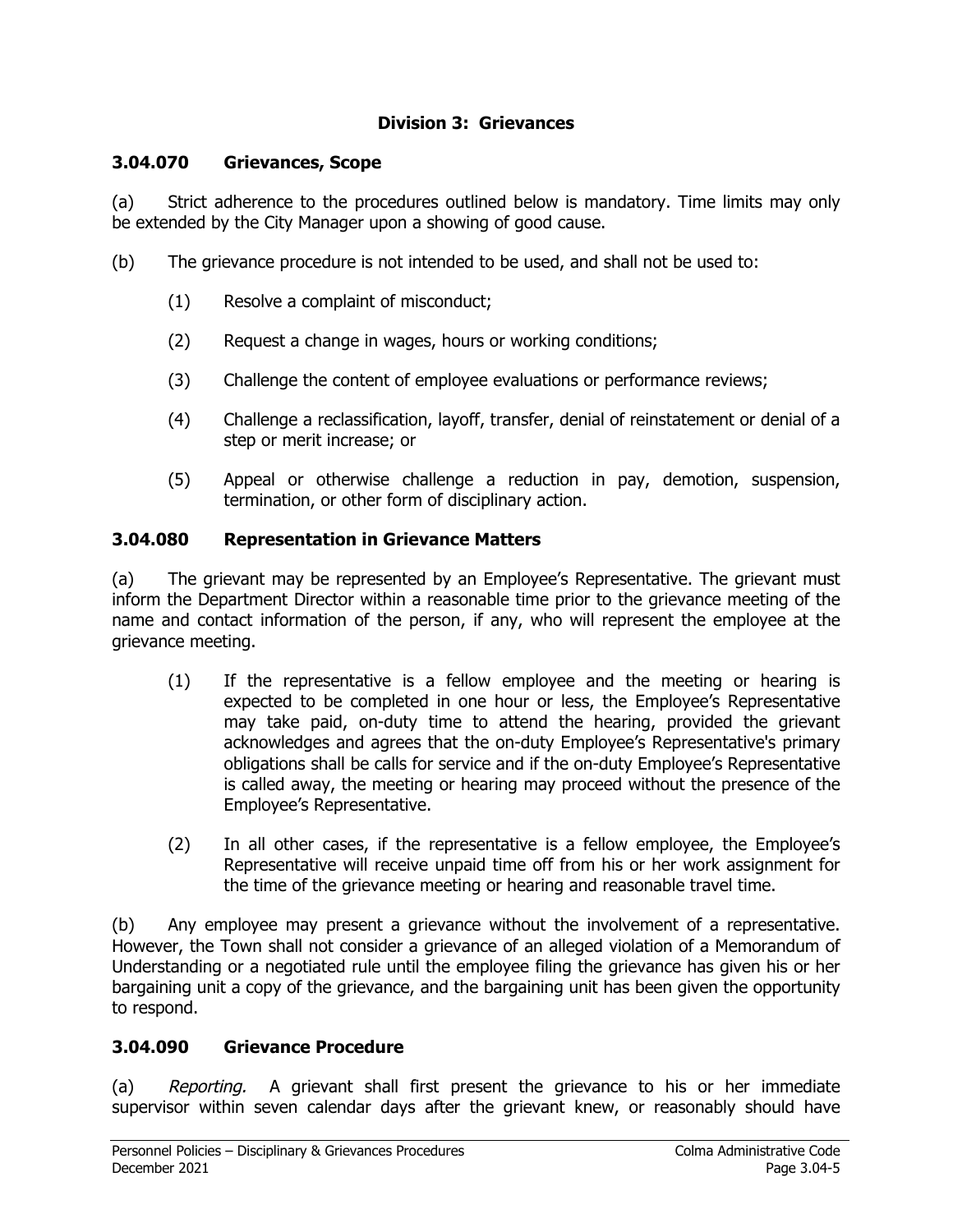## Division 3: Grievances

### 3.04.070 Grievances, Scope

(a) Strict adherence to the procedures outlined below is mandatory. Time limits may only be extended by the City Manager upon a showing of good cause.

(b) The grievance procedure is not intended to be used, and shall not be used to:

(1) Resolve a complaint of misconduct;

(2) Request a change in wages, hours or working conditions;

(3) Challenge the content of employee evaluations or performance reviews;

(4) Challenge a reclassification, layoff, transfer, denial of reinstatement or denial of a step or merit increase; or

(5) Appeal or otherwise challenge a reduction in pay, demotion, suspension, termination, or other form of disciplinary action.

### 3.04.080 Representation in Grievance Matters

(a) The grievant may be represented by an Employee's Representative. The grievant must inform the Department Director within a reasonable time prior to the grievance meeting of the name and contact information of the person, if any, who will represent the employee at the grievance meeting.

(1) If the representative is a fellow employee and the meeting or hearing is expected to be completed in one hour or less, the Employee's Representative may take paid, on-duty time to attend the hearing, provided the grievant acknowledges and agrees that the on-duty Employee's Representative's primary obligations shall be calls for service and if the on-duty Employee's Representative is called away, the meeting or hearing may proceed without the presence of the Employee's Representative.

(2) In all other cases, if the representative is a fellow employee, the Employee's Representative will receive unpaid time off from his or her work assignment for the time of the grievance meeting or hearing and reasonable travel time.

(b) Any employee may present a grievance without the involvement of a representative. However, the Town shall not consider a grievance of an alleged violation of a Memorandum of Understanding or a negotiated rule until the employee filing the grievance has given his or her bargaining unit a copy of the grievance, and the bargaining unit has been given the opportunity to respond.

### 3.04.090 Grievance Procedure

(a) *Reporting.* A grievant shall first present the grievance to his or her immediate supervisor within seven calendar days after the grievant knew, or reasonably should have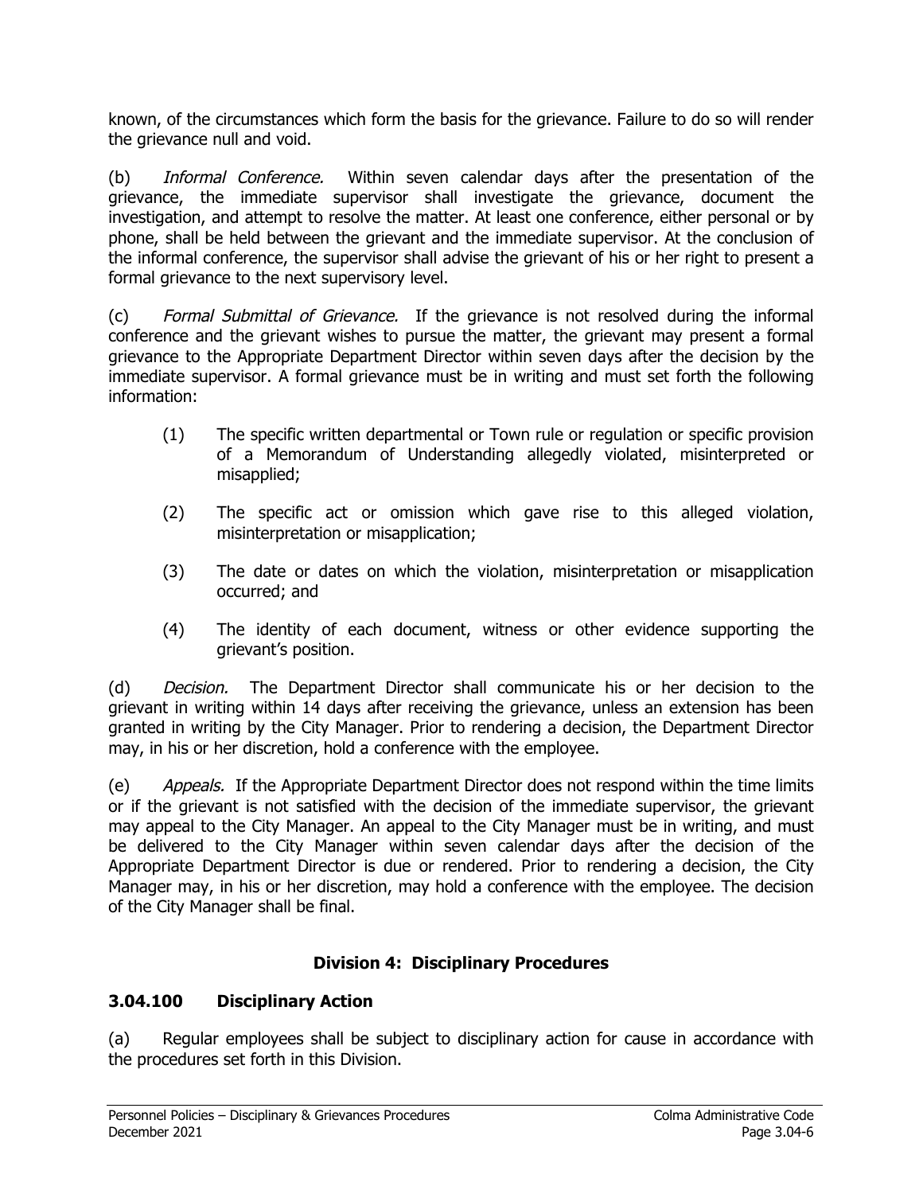known, of the circumstances which form the basis for the grievance. Failure to do so will render the grievance null and void.

(b) *Informal Conference.* Within seven calendar days after the presentation of the grievance, the immediate supervisor shall investigate the grievance, document the investigation, and attempt to resolve the matter. At least one conference, either personal or by phone, shall be held between the grievant and the immediate supervisor. At the conclusion of the informal conference, the supervisor shall advise the grievant of his or her right to present a formal grievance to the next supervisory level.

(c) *Formal Submittal of Grievance.* If the grievance is not resolved during the informal conference and the grievant wishes to pursue the matter, the grievant may present a formal grievance to the Appropriate Department Director within seven days after the decision by the immediate supervisor. A formal grievance must be in writing and must set forth the following information:

(1) The specific written departmental or Town rule or regulation or specific provision of a Memorandum of Understanding allegedly violated, misinterpreted or misapplied;

(2) The specific act or omission which gave rise to this alleged violation, misinterpretation or misapplication;

(3) The date or dates on which the violation, misinterpretation or misapplication occurred; and

(4) The identity of each document, witness or other evidence supporting the grievant's position.

(d) *Decision.* The Department Director shall communicate his or her decision to the grievant in writing within 14 days after receiving the grievance, unless an extension has been granted in writing by the City Manager. Prior to rendering a decision, the Department Director may, in his or her discretion, hold a conference with the employee.

(e) *Appeals.* If the Appropriate Department Director does not respond within the time limits or if the grievant is not satisfied with the decision of the immediate supervisor, the grievant may appeal to the City Manager. An appeal to the City Manager must be in writing, and must be delivered to the City Manager within seven calendar days after the decision of the Appropriate Department Director is due or rendered. Prior to rendering a decision, the City Manager may, in his or her discretion, may hold a conference with the employee. The decision of the City Manager shall be final.

## Division 4: Disciplinary Procedures

### 3.04.100 Disciplinary Action

(a) Regular employees shall be subject to disciplinary action for cause in accordance with the procedures set forth in this Division.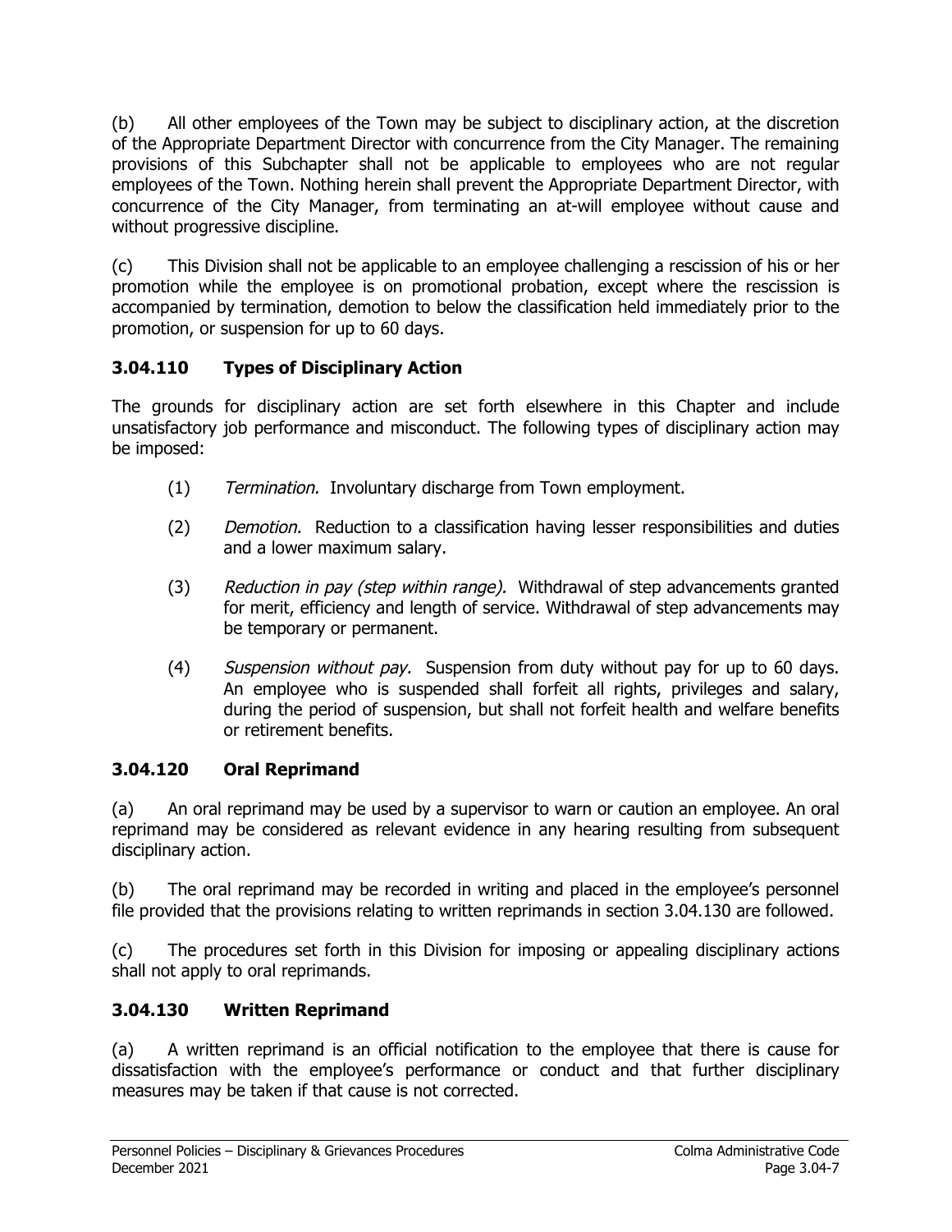(b) All other employees of the Town may be subject to disciplinary action, at the discretion of the Appropriate Department Director with concurrence from the City Manager. The remaining provisions of this Subchapter shall not be applicable to employees who are not regular employees of the Town. Nothing herein shall prevent the Appropriate Department Director, with concurrence of the City Manager, from terminating an at-will employee without cause and without progressive discipline.

(c) This Division shall not be applicable to an employee challenging a rescission of his or her promotion while the employee is on promotional probation, except where the rescission is accompanied by termination, demotion to below the classification held immediately prior to the promotion, or suspension for up to 60 days.

## 3.04.110 Types of Disciplinary Action

The grounds for disciplinary action are set forth elsewhere in this Chapter and include unsatisfactory job performance and misconduct. The following types of disciplinary action may be imposed:

(1) *Termination.* Involuntary discharge from Town employment.

(2) *Demotion.* Reduction to a classification having lesser responsibilities and duties and a lower maximum salary.

(3) *Reduction in pay (step within range).* Withdrawal of step advancements granted for merit, efficiency and length of service. Withdrawal of step advancements may be temporary or permanent.

(4) *Suspension without pay.* Suspension from duty without pay for up to 60 days. An employee who is suspended shall forfeit all rights, privileges and salary, during the period of suspension, but shall not forfeit health and welfare benefits or retirement benefits.

## 3.04.120 Oral Reprimand

(a) An oral reprimand may be used by a supervisor to warn or caution an employee. An oral reprimand may be considered as relevant evidence in any hearing resulting from subsequent disciplinary action.

(b) The oral reprimand may be recorded in writing and placed in the employee's personnel file provided that the provisions relating to written reprimands in section 3.04.130 are followed.

(c) The procedures set forth in this Division for imposing or appealing disciplinary actions shall not apply to oral reprimands.

## 3.04.130 Written Reprimand

(a) A written reprimand is an official notification to the employee that there is cause for dissatisfaction with the employee's performance or conduct and that further disciplinary measures may be taken if that cause is not corrected.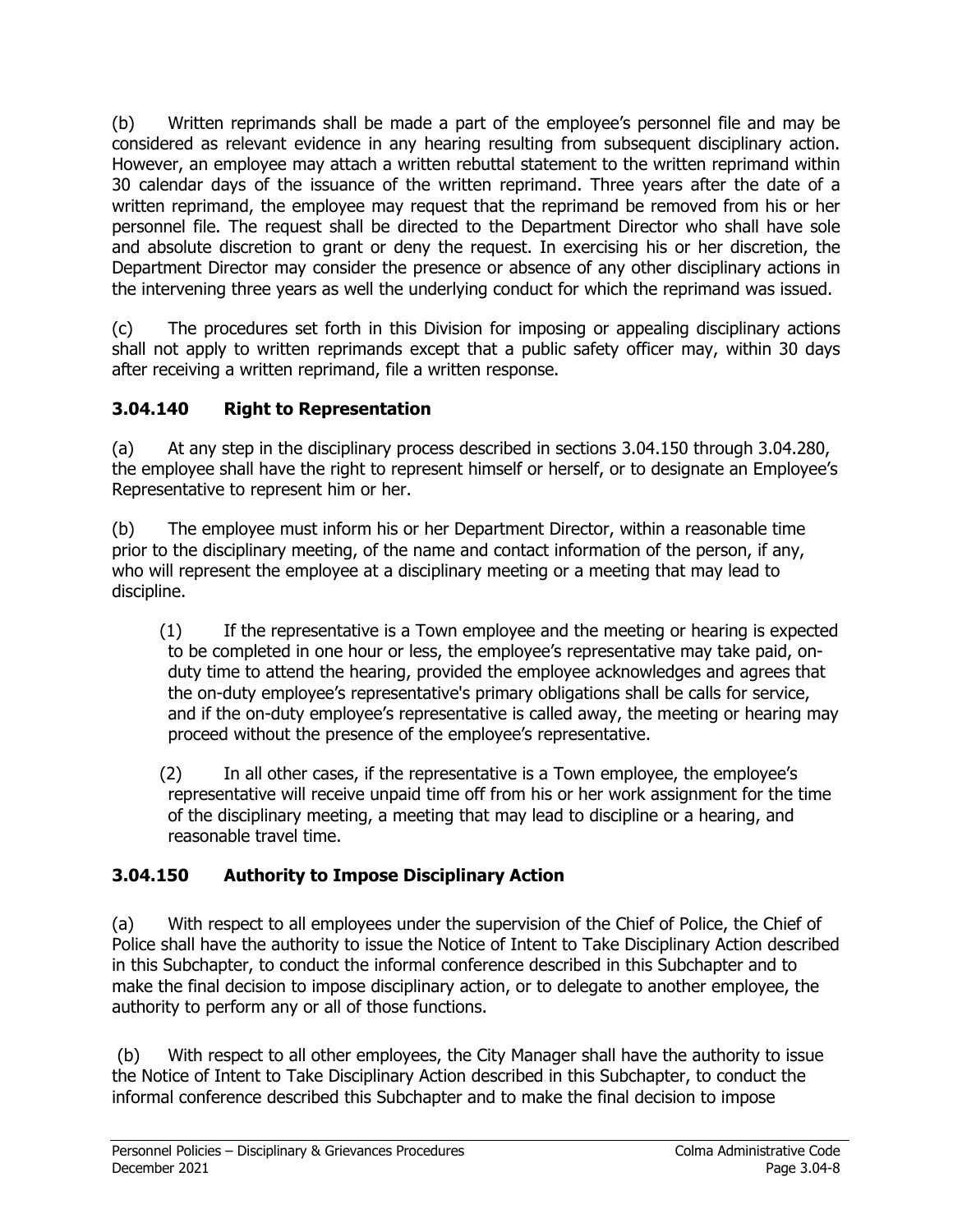(b) Written reprimands shall be made a part of the employee's personnel file and may be considered as relevant evidence in any hearing resulting from subsequent disciplinary action. However, an employee may attach a written rebuttal statement to the written reprimand within 30 calendar days of the issuance of the written reprimand. Three years after the date of a written reprimand, the employee may request that the reprimand be removed from his or her personnel file. The request shall be directed to the Department Director who shall have sole and absolute discretion to grant or deny the request. In exercising his or her discretion, the Department Director may consider the presence or absence of any other disciplinary actions in the intervening three years as well the underlying conduct for which the reprimand was issued.

(c) The procedures set forth in this Division for imposing or appealing disciplinary actions shall not apply to written reprimands except that a public safety officer may, within 30 days after receiving a written reprimand, file a written response.

### 3.04.140 Right to Representation

(a) At any step in the disciplinary process described in sections 3.04.150 through 3.04.280, the employee shall have the right to represent himself or herself, or to designate an Employee's Representative to represent him or her.

(b) The employee must inform his or her Department Director, within a reasonable time prior to the disciplinary meeting, of the name and contact information of the person, if any, who will represent the employee at a disciplinary meeting or a meeting that may lead to discipline.

(1) If the representative is a Town employee and the meeting or hearing is expected to be completed in one hour or less, the employee's representative may take paid, on-duty time to attend the hearing, provided the employee acknowledges and agrees that the on-duty employee's representative's primary obligations shall be calls for service, and if the on-duty employee's representative is called away, the meeting or hearing may proceed without the presence of the employee's representative.

(2) In all other cases, if the representative is a Town employee, the employee's representative will receive unpaid time off from his or her work assignment for the time of the disciplinary meeting, a meeting that may lead to discipline or a hearing, and reasonable travel time.

### 3.04.150 Authority to Impose Disciplinary Action

(a) With respect to all employees under the supervision of the Chief of Police, the Chief of Police shall have the authority to issue the Notice of Intent to Take Disciplinary Action described in this Subchapter, to conduct the informal conference described in this Subchapter and to make the final decision to impose disciplinary action, or to delegate to another employee, the authority to perform any or all of those functions.

(b) With respect to all other employees, the City Manager shall have the authority to issue the Notice of Intent to Take Disciplinary Action described in this Subchapter, to conduct the informal conference described this Subchapter and to make the final decision to impose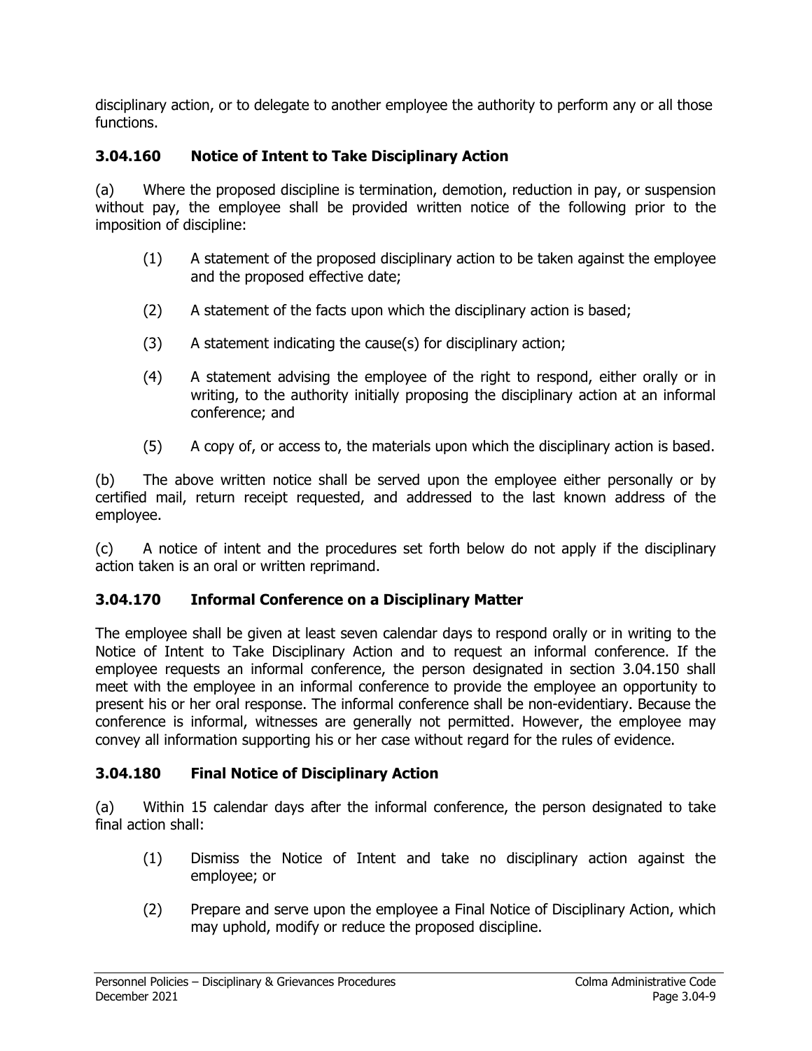disciplinary action, or to delegate to another employee the authority to perform any or all those functions.

### 3.04.160 Notice of Intent to Take Disciplinary Action

(a) Where the proposed discipline is termination, demotion, reduction in pay, or suspension without pay, the employee shall be provided written notice of the following prior to the imposition of discipline:

(1) A statement of the proposed disciplinary action to be taken against the employee and the proposed effective date;

(2) A statement of the facts upon which the disciplinary action is based;

(3) A statement indicating the cause(s) for disciplinary action;

(4) A statement advising the employee of the right to respond, either orally or in writing, to the authority initially proposing the disciplinary action at an informal conference; and

(5) A copy of, or access to, the materials upon which the disciplinary action is based.

(b) The above written notice shall be served upon the employee either personally or by certified mail, return receipt requested, and addressed to the last known address of the employee.

(c) A notice of intent and the procedures set forth below do not apply if the disciplinary action taken is an oral or written reprimand.

### 3.04.170 Informal Conference on a Disciplinary Matter

The employee shall be given at least seven calendar days to respond orally or in writing to the Notice of Intent to Take Disciplinary Action and to request an informal conference. If the employee requests an informal conference, the person designated in section 3.04.150 shall meet with the employee in an informal conference to provide the employee an opportunity to present his or her oral response. The informal conference shall be non-evidentiary. Because the conference is informal, witnesses are generally not permitted. However, the employee may convey all information supporting his or her case without regard for the rules of evidence.

### 3.04.180 Final Notice of Disciplinary Action

(a) Within 15 calendar days after the informal conference, the person designated to take final action shall:

(1) Dismiss the Notice of Intent and take no disciplinary action against the employee; or

(2) Prepare and serve upon the employee a Final Notice of Disciplinary Action, which may uphold, modify or reduce the proposed discipline.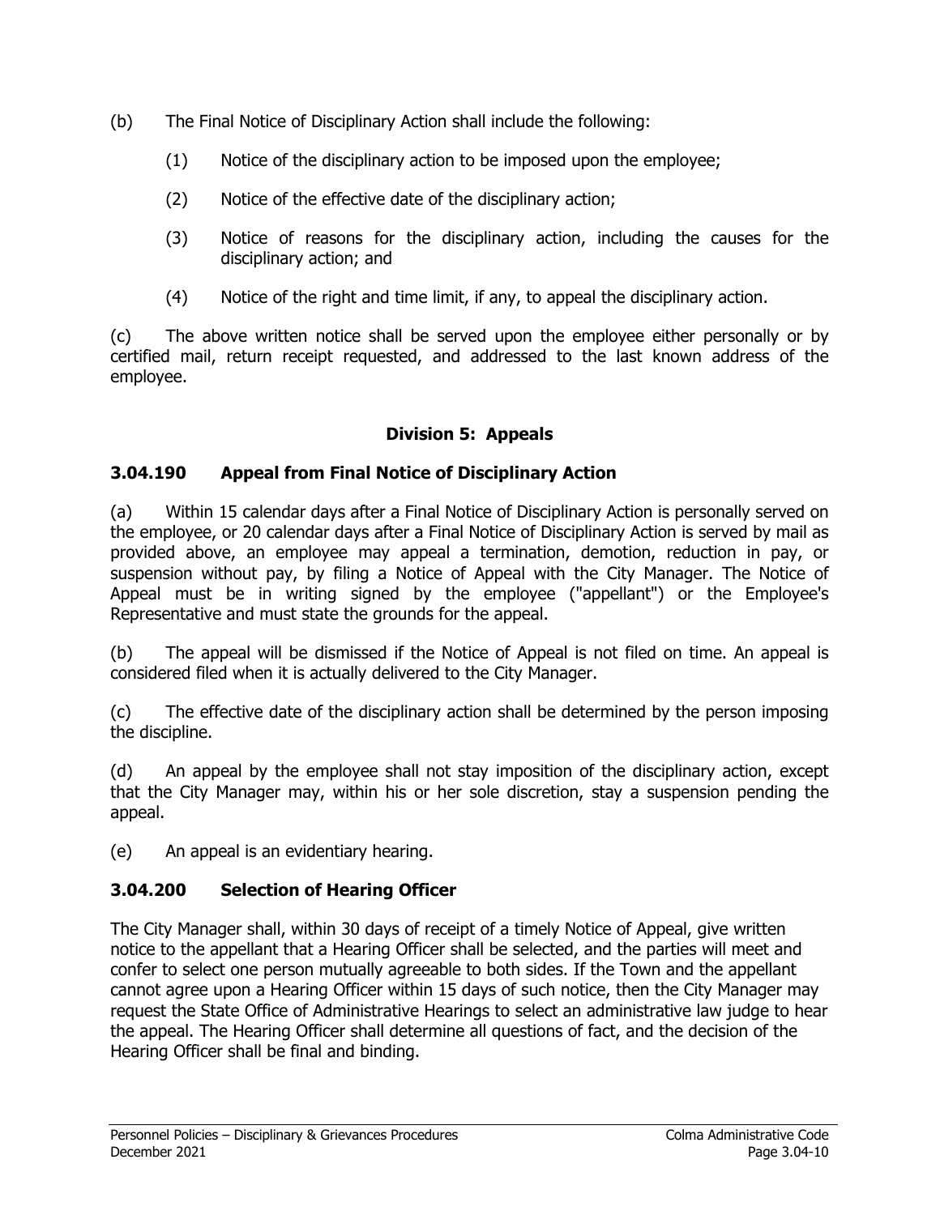(b) The Final Notice of Disciplinary Action shall include the following:

(1) Notice of the disciplinary action to be imposed upon the employee;

(2) Notice of the effective date of the disciplinary action;

(3) Notice of reasons for the disciplinary action, including the causes for the disciplinary action; and

(4) Notice of the right and time limit, if any, to appeal the disciplinary action.

(c) The above written notice shall be served upon the employee either personally or by certified mail, return receipt requested, and addressed to the last known address of the employee.

## Division 5: Appeals

### 3.04.190 Appeal from Final Notice of Disciplinary Action

(a) Within 15 calendar days after a Final Notice of Disciplinary Action is personally served on the employee, or 20 calendar days after a Final Notice of Disciplinary Action is served by mail as provided above, an employee may appeal a termination, demotion, reduction in pay, or suspension without pay, by filing a Notice of Appeal with the City Manager. The Notice of Appeal must be in writing signed by the employee ("appellant") or the Employee's Representative and must state the grounds for the appeal.

(b) The appeal will be dismissed if the Notice of Appeal is not filed on time. An appeal is considered filed when it is actually delivered to the City Manager.

(c) The effective date of the disciplinary action shall be determined by the person imposing the discipline.

(d) An appeal by the employee shall not stay imposition of the disciplinary action, except that the City Manager may, within his or her sole discretion, stay a suspension pending the appeal.

(e) An appeal is an evidentiary hearing.

### 3.04.200 Selection of Hearing Officer

The City Manager shall, within 30 days of receipt of a timely Notice of Appeal, give written notice to the appellant that a Hearing Officer shall be selected, and the parties will meet and confer to select one person mutually agreeable to both sides. If the Town and the appellant cannot agree upon a Hearing Officer within 15 days of such notice, then the City Manager may request the State Office of Administrative Hearings to select an administrative law judge to hear the appeal. The Hearing Officer shall determine all questions of fact, and the decision of the Hearing Officer shall be final and binding.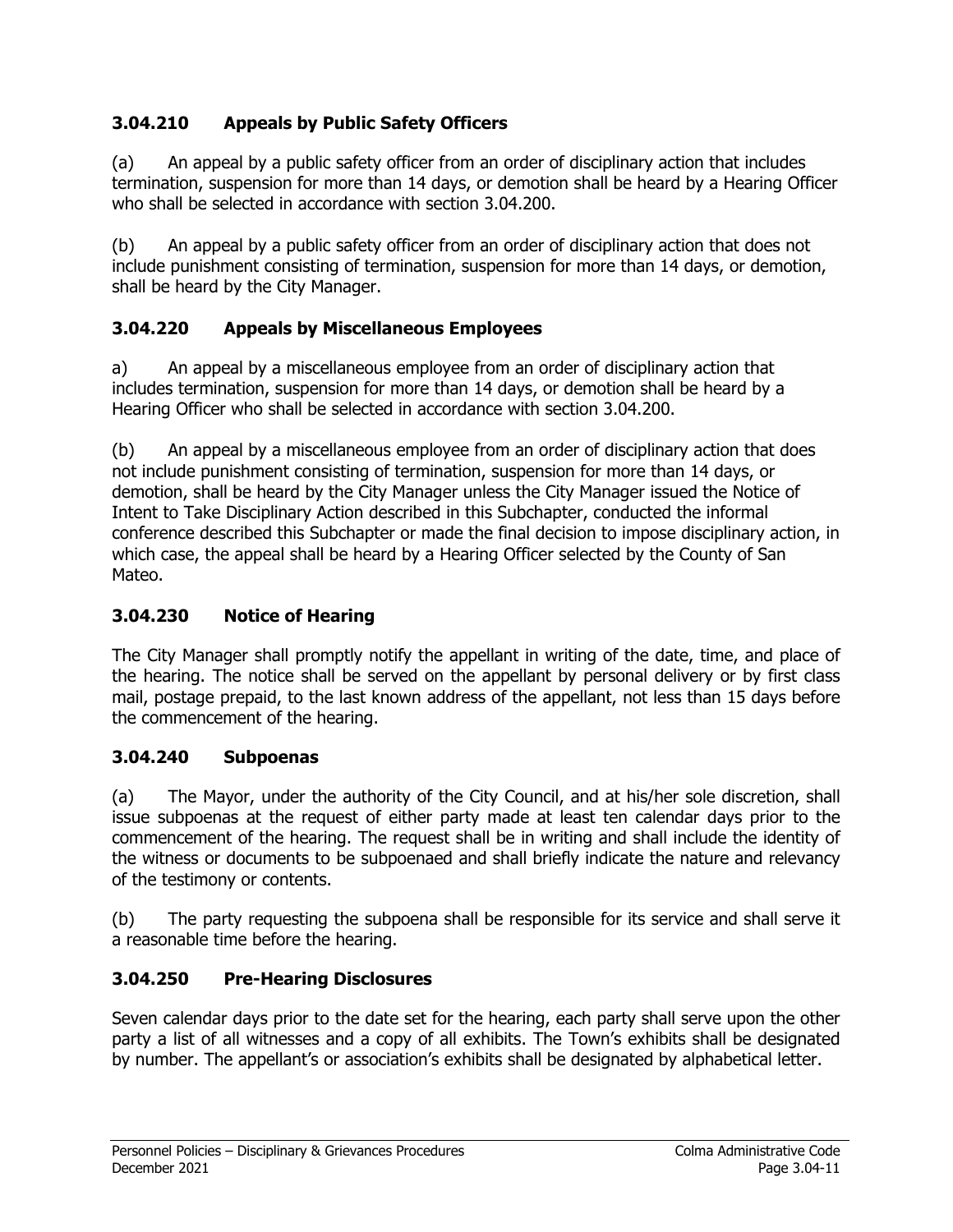### 3.04.210 Appeals by Public Safety Officers

(a) An appeal by a public safety officer from an order of disciplinary action that includes termination, suspension for more than 14 days, or demotion shall be heard by a Hearing Officer who shall be selected in accordance with section 3.04.200.

(b) An appeal by a public safety officer from an order of disciplinary action that does not include punishment consisting of termination, suspension for more than 14 days, or demotion, shall be heard by the City Manager.

### 3.04.220 Appeals by Miscellaneous Employees

a) An appeal by a miscellaneous employee from an order of disciplinary action that includes termination, suspension for more than 14 days, or demotion shall be heard by a Hearing Officer who shall be selected in accordance with section 3.04.200.

(b) An appeal by a miscellaneous employee from an order of disciplinary action that does not include punishment consisting of termination, suspension for more than 14 days, or demotion, shall be heard by the City Manager unless the City Manager issued the Notice of Intent to Take Disciplinary Action described in this Subchapter, conducted the informal conference described this Subchapter or made the final decision to impose disciplinary action, in which case, the appeal shall be heard by a Hearing Officer selected by the County of San Mateo.

### 3.04.230 Notice of Hearing

The City Manager shall promptly notify the appellant in writing of the date, time, and place of the hearing. The notice shall be served on the appellant by personal delivery or by first class mail, postage prepaid, to the last known address of the appellant, not less than 15 days before the commencement of the hearing.

### 3.04.240 Subpoenas

(a) The Mayor, under the authority of the City Council, and at his/her sole discretion, shall issue subpoenas at the request of either party made at least ten calendar days prior to the commencement of the hearing. The request shall be in writing and shall include the identity of the witness or documents to be subpoenaed and shall briefly indicate the nature and relevancy of the testimony or contents.

(b) The party requesting the subpoena shall be responsible for its service and shall serve it a reasonable time before the hearing.

### 3.04.250 Pre-Hearing Disclosures

Seven calendar days prior to the date set for the hearing, each party shall serve upon the other party a list of all witnesses and a copy of all exhibits. The Town's exhibits shall be designated by number. The appellant's or association's exhibits shall be designated by alphabetical letter.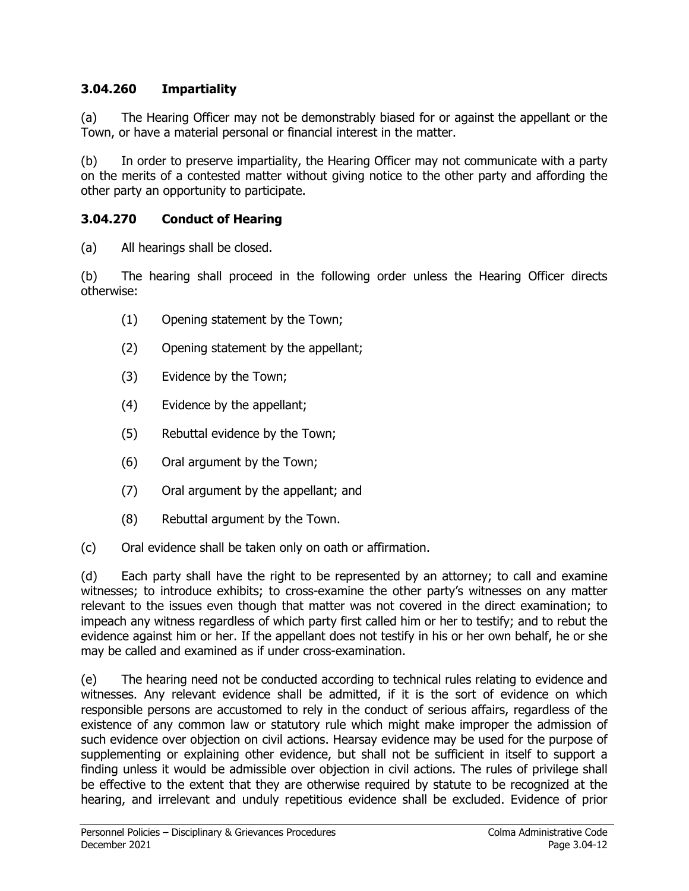### 3.04.260 Impartiality

(a) The Hearing Officer may not be demonstrably biased for or against the appellant or the Town, or have a material personal or financial interest in the matter.

(b) In order to preserve impartiality, the Hearing Officer may not communicate with a party on the merits of a contested matter without giving notice to the other party and affording the other party an opportunity to participate.

### 3.04.270 Conduct of Hearing

(a) All hearings shall be closed.

(b) The hearing shall proceed in the following order unless the Hearing Officer directs otherwise:

- (1) Opening statement by the Town;
- (2) Opening statement by the appellant;
- (3) Evidence by the Town;
- (4) Evidence by the appellant;
- (5) Rebuttal evidence by the Town;
- (6) Oral argument by the Town;
- (7) Oral argument by the appellant; and
- (8) Rebuttal argument by the Town.

(c) Oral evidence shall be taken only on oath or affirmation.

(d) Each party shall have the right to be represented by an attorney; to call and examine witnesses; to introduce exhibits; to cross-examine the other party's witnesses on any matter relevant to the issues even though that matter was not covered in the direct examination; to impeach any witness regardless of which party first called him or her to testify; and to rebut the evidence against him or her. If the appellant does not testify in his or her own behalf, he or she may be called and examined as if under cross-examination.

(e) The hearing need not be conducted according to technical rules relating to evidence and witnesses. Any relevant evidence shall be admitted, if it is the sort of evidence on which responsible persons are accustomed to rely in the conduct of serious affairs, regardless of the existence of any common law or statutory rule which might make improper the admission of such evidence over objection on civil actions. Hearsay evidence may be used for the purpose of supplementing or explaining other evidence, but shall not be sufficient in itself to support a finding unless it would be admissible over objection in civil actions. The rules of privilege shall be effective to the extent that they are otherwise required by statute to be recognized at the hearing, and irrelevant and unduly repetitious evidence shall be excluded. Evidence of prior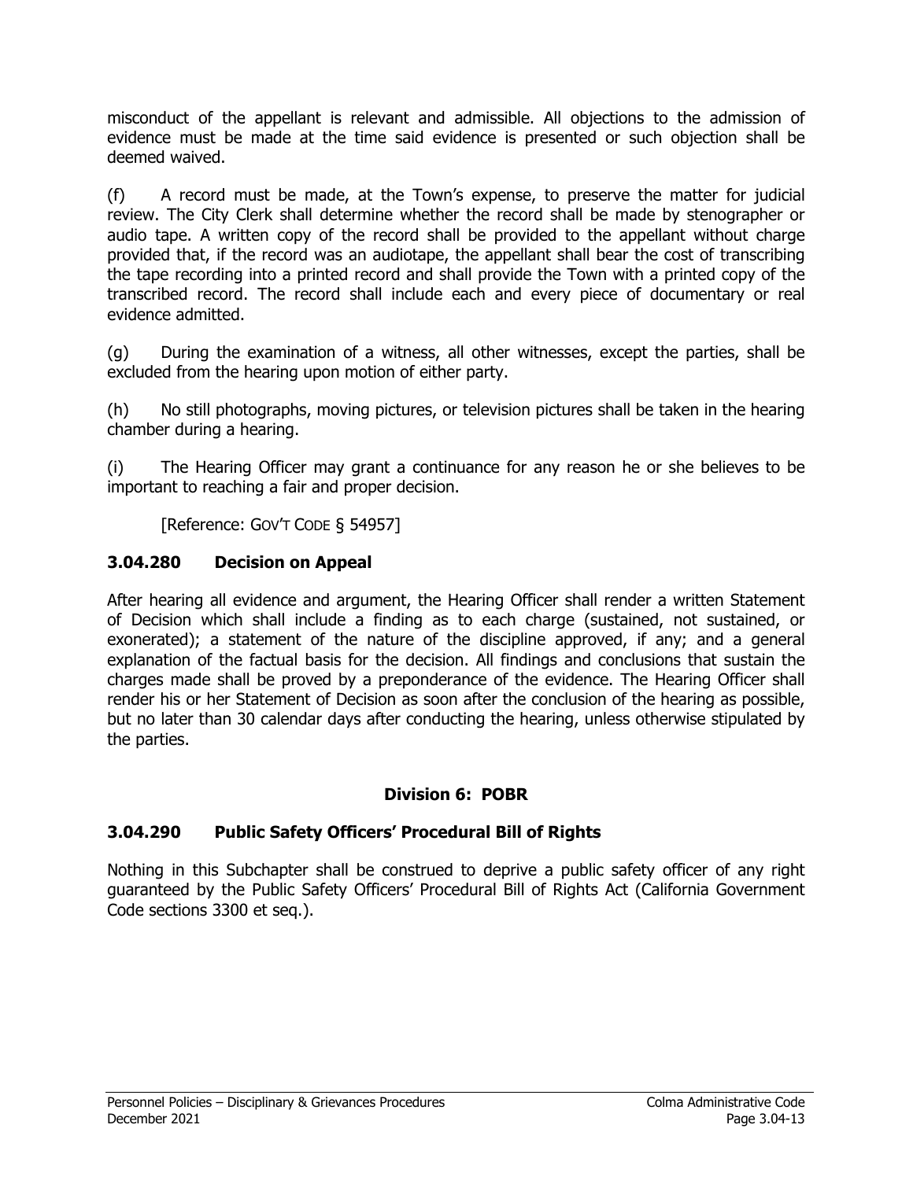misconduct of the appellant is relevant and admissible. All objections to the admission of evidence must be made at the time said evidence is presented or such objection shall be deemed waived.

(f) A record must be made, at the Town's expense, to preserve the matter for judicial review. The City Clerk shall determine whether the record shall be made by stenographer or audio tape. A written copy of the record shall be provided to the appellant without charge provided that, if the record was an audiotape, the appellant shall bear the cost of transcribing the tape recording into a printed record and shall provide the Town with a printed copy of the transcribed record. The record shall include each and every piece of documentary or real evidence admitted.

(g) During the examination of a witness, all other witnesses, except the parties, shall be excluded from the hearing upon motion of either party.

(h) No still photographs, moving pictures, or television pictures shall be taken in the hearing chamber during a hearing.

(i) The Hearing Officer may grant a continuance for any reason he or she believes to be important to reaching a fair and proper decision.

[Reference: GOV'T CODE § 54957]

### 3.04.280 Decision on Appeal

After hearing all evidence and argument, the Hearing Officer shall render a written Statement of Decision which shall include a finding as to each charge (sustained, not sustained, or exonerated); a statement of the nature of the discipline approved, if any; and a general explanation of the factual basis for the decision. All findings and conclusions that sustain the charges made shall be proved by a preponderance of the evidence. The Hearing Officer shall render his or her Statement of Decision as soon after the conclusion of the hearing as possible, but no later than 30 calendar days after conducting the hearing, unless otherwise stipulated by the parties.

## Division 6: POBR

### 3.04.290 Public Safety Officers' Procedural Bill of Rights

Nothing in this Subchapter shall be construed to deprive a public safety officer of any right guaranteed by the Public Safety Officers' Procedural Bill of Rights Act (California Government Code sections 3300 et seq.).